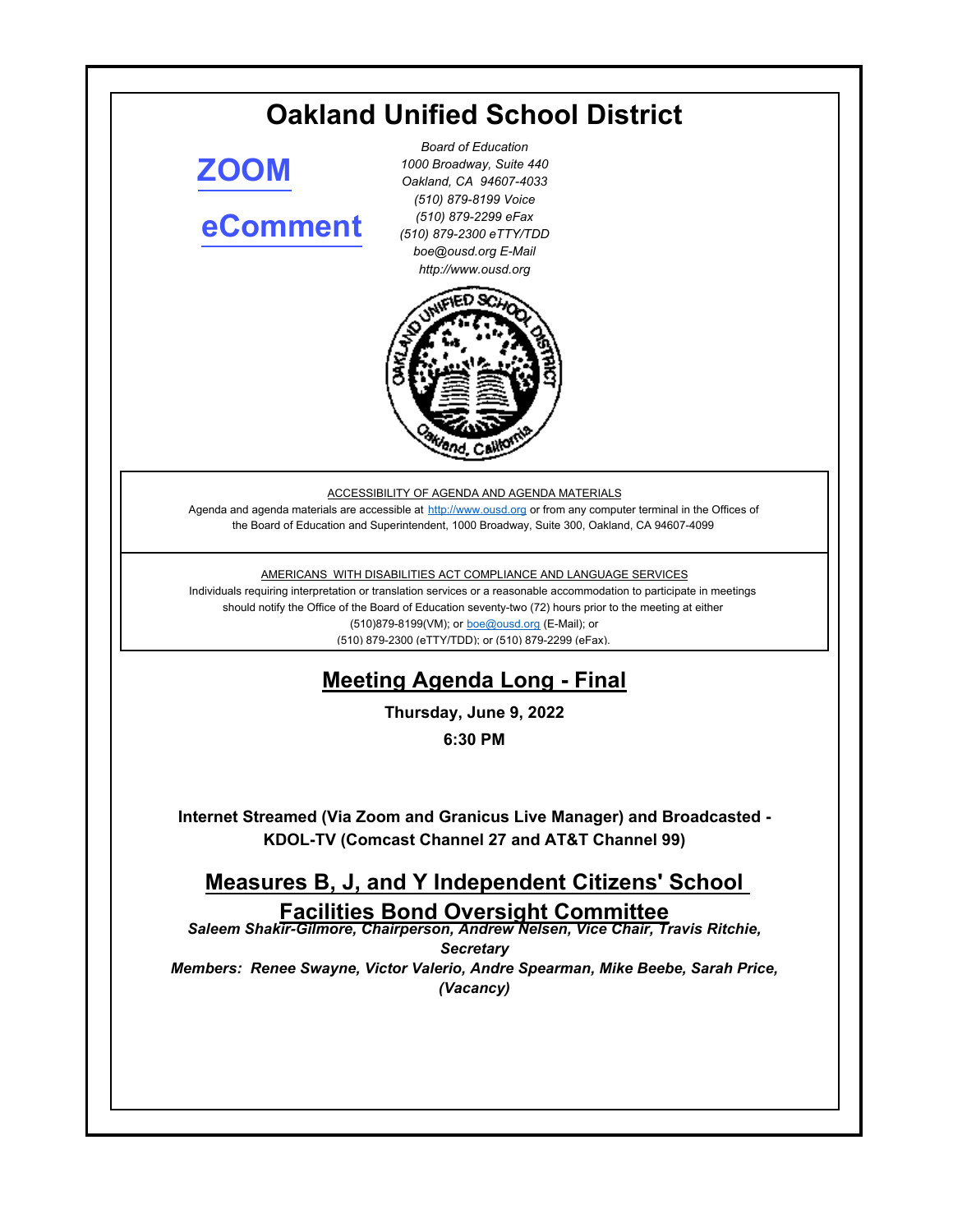# Oakland Unified School District

**[ZOOM]**

**[eComment]**

*Board of Education*
*1000 Broadway, Suite 440*
*Oakland, CA 94607-4033*
*(510) 879-8199 Voice*
*(510) 879-2299 eFax*
*(510) 879-2300 eTTY/TDD*
*boe@ousd.org E-Mail*
*http://www.ousd.org*

ACCESSIBILITY OF AGENDA AND AGENDA MATERIALS

Agenda and agenda materials are accessible at http://www.ousd.org or from any computer terminal in the Offices of the Board of Education and Superintendent, 1000 Broadway, Suite 300, Oakland, CA 94607-4099

AMERICANS WITH DISABILITIES ACT COMPLIANCE AND LANGUAGE SERVICES

Individuals requiring interpretation or translation services or a reasonable accommodation to participate in meetings should notify the Office of the Board of Education seventy-two (72) hours prior to the meeting at either (510)879-8199(VM); or boe@ousd.org (E-Mail); or (510) 879-2300 (eTTY/TDD); or (510) 879-2299 (eFax).

## Meeting Agenda Long - Final

**Thursday, June 9, 2022**

**6:30 PM**

**Internet Streamed (Via Zoom and Granicus Live Manager) and Broadcasted - KDOL-TV (Comcast Channel 27 and AT&T Channel 99)**

## Measures B, J, and Y Independent Citizens' School Facilities Bond Oversight Committee

***Saleem Shakir-Gilmore, Chairperson, Andrew Nelsen, Vice Chair, Travis Ritchie, Secretary***

***Members: Renee Swayne, Victor Valerio, Andre Spearman, Mike Beebe, Sarah Price, (Vacancy)***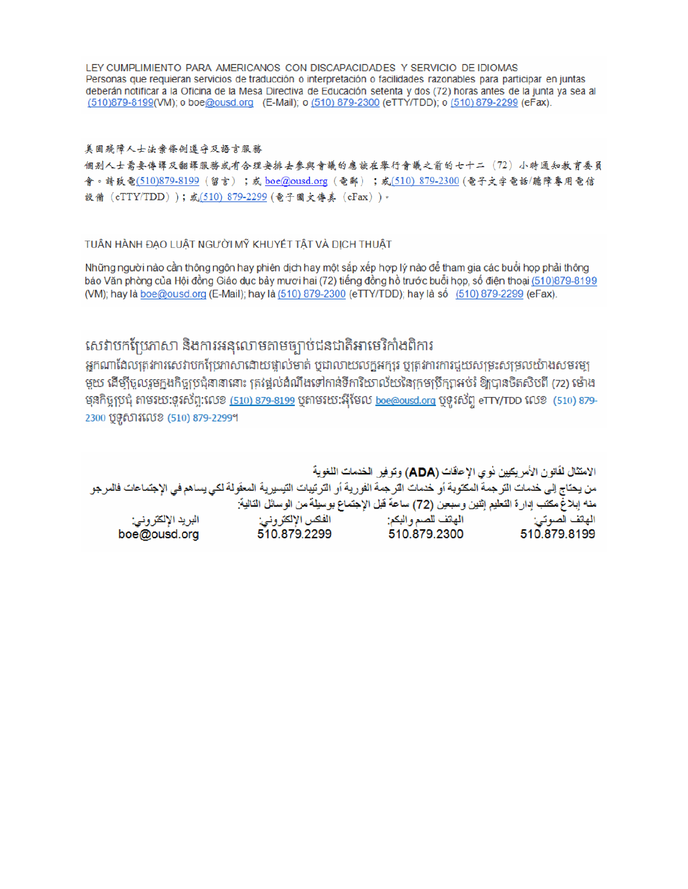LEY CUMPLIMIENTO PARA AMERICANOS CON DISCAPACIDADES Y SERVICIO DE IDIOMAS
Personas que requieran servicios de traducción o interpretación o facilidades razonables para participar en juntas deberán notificar a la Oficina de la Mesa Directiva de Educación setenta y dos (72) horas antes de la junta ya sea al (510)879-8199(VM); o boe@ousd.org (E-Mail); o (510) 879-2300 (eTTY/TDD); o (510) 879-2299 (eFax).

美國殘障人士法案條例遵守及語言服務
個別人士需要傳譯及翻譯服務或有合理安排去參與會議的應該在舉行會議之前的七十二（72）小時通知教育委員會。請致電(510)879-8199（留言）；或 boe@ousd.org（電郵）；或(510) 879-2300（電子文字電話/聽障專用電信設備（eTTY/TDD））；或(510) 879-2299（電子圖文傳真（eFax））。

TUÂN HÀNH ĐẠO LUẬT NGƯỜI MỸ KHUYẾT TẬT VÀ DỊCH THUẬT

Những người nào cần thông ngôn hay phiên dịch hay một sắp xếp hợp lý nào để tham gia các buổi họp phải thông báo Văn phòng của Hội đồng Giáo dục bảy mươi hai (72) tiếng đồng hồ trước buổi họp, số điện thoại (510)879-8199 (VM); hay là boe@ousd.org (E-Mail); hay là (510) 879-2300 (eTTY/TDD); hay là số (510) 879-2299 (eFax).

សេវាបកប្រែភាសា និងការអនុលោមតាមច្បាប់ជនជាតិអាមេរិកាំងពិការ
អ្នកណាដែលត្រូវការសេវាបកប្រែភាសាដោយផ្ទាល់មាត់ ឬជាលាយលក្ខអក្សរ ឬត្រូវការការជួយសម្រះសម្រួលយ៉ាងសមរម្យមួយ ដើម្បីចូលរួមក្នុងកិច្ចប្រជុំនានានោះ ត្រូវផ្តល់ដំណឹងទៅកាន់ទីការិយាល័យនៃក្រុមប្រឹក្សាអប់រំ ឱ្យបានចិតសិបពីរ (72) ម៉ោង មុនកិច្ចប្រជុំ តាមរយៈទូរស័ព្ទ:លេខ (510) 879-8199 ឬតាមរយៈអ៊ីមែល boe@ousd.org ឬទូរស័ព្ទ eTTY/TDD លេខ (510) 879-2300 ឬទូរសារលេខ (510) 879-2299។

الامتثال لقانون الأمريكيين ذوي الإعاقات (ADA) وتوفير الخدمات اللغوية
من يحتاج إلى خدمات الترجمة المكتوبة أو خدمات الترجمة الفورية أو الترتيبات التيسيرية المعقولة لكي يساهم في الإجتماعات فالمرجو منه إبلاغ مكتب إدارة التعليم إثنين وسبعين (72) ساعة قبل الإجتماع بوسيلة من الوسائل التالية:

| الهاتف الصوتي: | الهاتف للصم والبكم: | الفكس الإلكتروني: | البريد الإلكتروني: |
|---|---|---|---|
| 510.879.8199 | 510.879.2300 | 510.879.2299 | boe@ousd.org |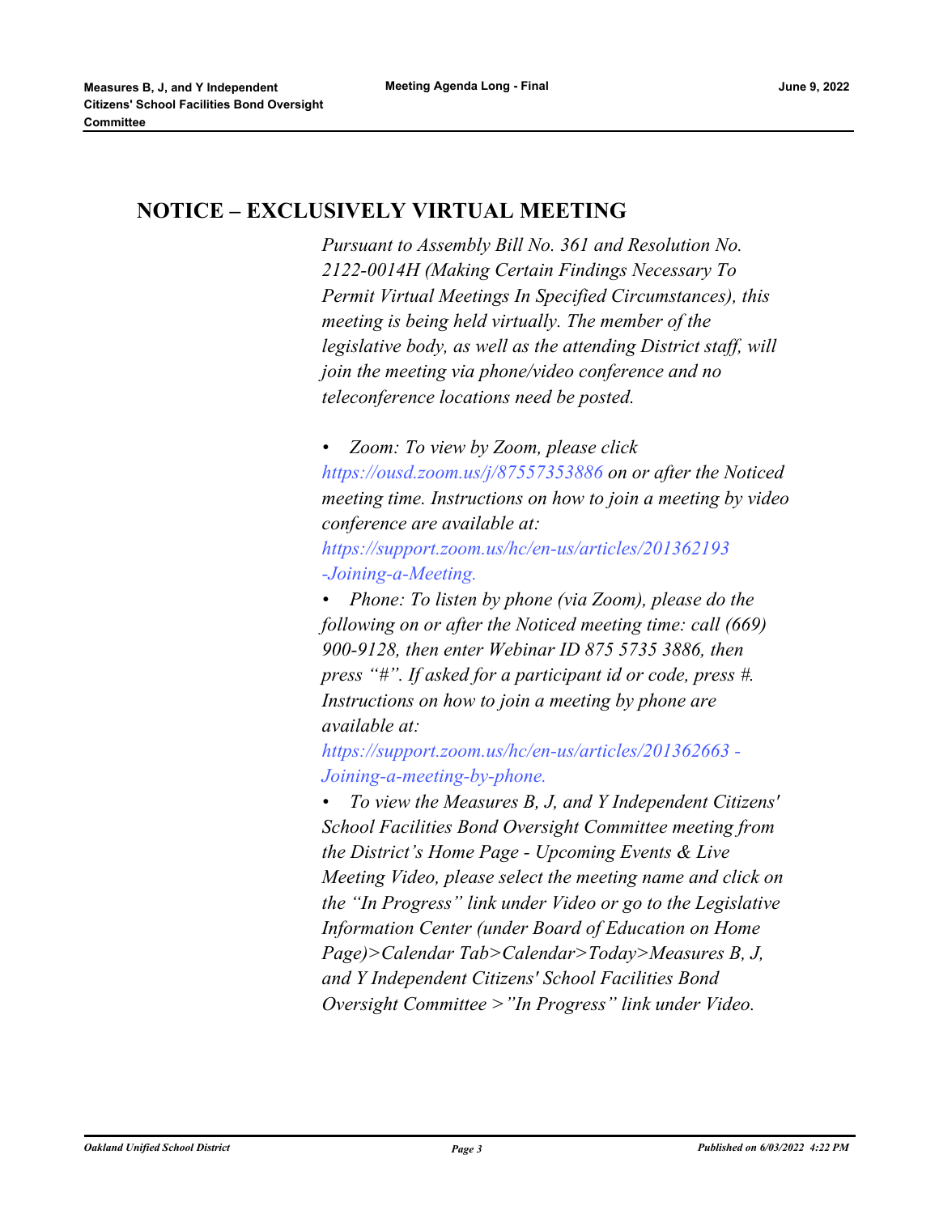## NOTICE – EXCLUSIVELY VIRTUAL MEETING

*Pursuant to Assembly Bill No. 361 and Resolution No. 2122-0014H (Making Certain Findings Necessary To Permit Virtual Meetings In Specified Circumstances), this meeting is being held virtually. The member of the legislative body, as well as the attending District staff, will join the meeting via phone/video conference and no teleconference locations need be posted.*

- *Zoom: To view by Zoom, please click https://ousd.zoom.us/j/87557353886 on or after the Noticed meeting time. Instructions on how to join a meeting by video conference are available at: https://support.zoom.us/hc/en-us/articles/201362193-Joining-a-Meeting.*
- *Phone: To listen by phone (via Zoom), please do the following on or after the Noticed meeting time: call (669) 900-9128, then enter Webinar ID 875 5735 3886, then press "#". If asked for a participant id or code, press #. Instructions on how to join a meeting by phone are available at: https://support.zoom.us/hc/en-us/articles/201362663 - Joining-a-meeting-by-phone.*
- *To view the Measures B, J, and Y Independent Citizens' School Facilities Bond Oversight Committee meeting from the District's Home Page - Upcoming Events & Live Meeting Video, please select the meeting name and click on the "In Progress" link under Video or go to the Legislative Information Center (under Board of Education on Home Page)>Calendar Tab>Calendar>Today>Measures B, J, and Y Independent Citizens' School Facilities Bond Oversight Committee >"In Progress" link under Video.*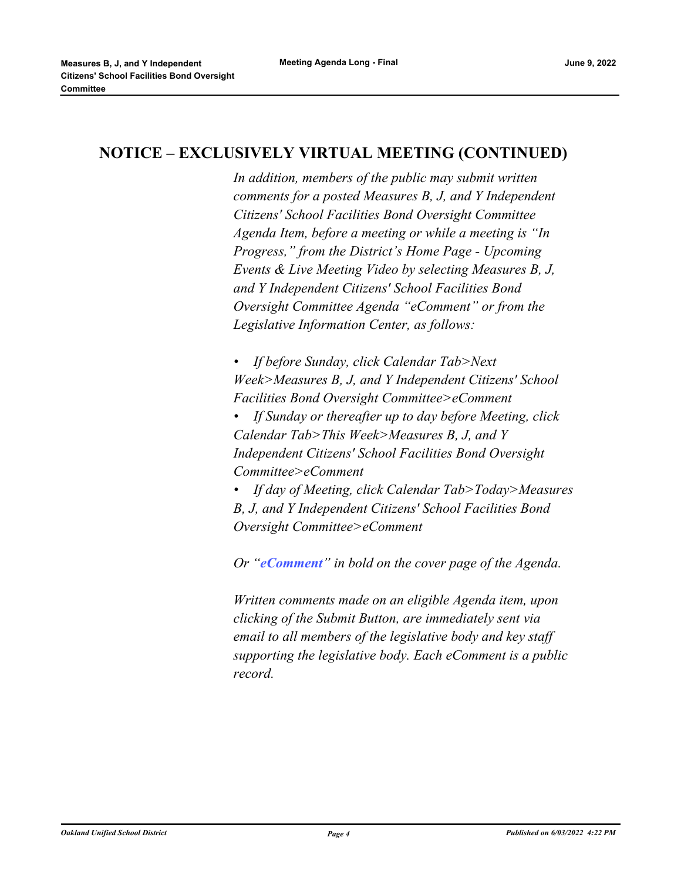## NOTICE – EXCLUSIVELY VIRTUAL MEETING (CONTINUED)

*In addition, members of the public may submit written comments for a posted Measures B, J, and Y Independent Citizens' School Facilities Bond Oversight Committee Agenda Item, before a meeting or while a meeting is "In Progress," from the District's Home Page - Upcoming Events & Live Meeting Video by selecting Measures B, J, and Y Independent Citizens' School Facilities Bond Oversight Committee Agenda "eComment" or from the Legislative Information Center, as follows:*

- *If before Sunday, click Calendar Tab>Next Week>Measures B, J, and Y Independent Citizens' School Facilities Bond Oversight Committee>eComment*
- *If Sunday or thereafter up to day before Meeting, click Calendar Tab>This Week>Measures B, J, and Y Independent Citizens' School Facilities Bond Oversight Committee>eComment*
- *If day of Meeting, click Calendar Tab>Today>Measures B, J, and Y Independent Citizens' School Facilities Bond Oversight Committee>eComment*

*Or "**eComment**" in bold on the cover page of the Agenda.*

*Written comments made on an eligible Agenda item, upon clicking of the Submit Button, are immediately sent via email to all members of the legislative body and key staff supporting the legislative body. Each eComment is a public record.*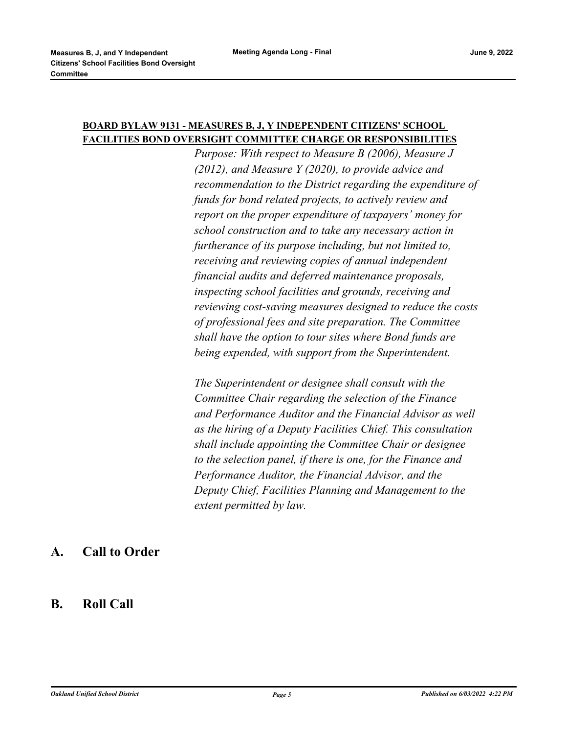**BOARD BYLAW 9131 - MEASURES B, J, Y INDEPENDENT CITIZENS' SCHOOL FACILITIES BOND OVERSIGHT COMMITTEE CHARGE OR RESPONSIBILITIES**

*Purpose: With respect to Measure B (2006), Measure J (2012), and Measure Y (2020), to provide advice and recommendation to the District regarding the expenditure of funds for bond related projects, to actively review and report on the proper expenditure of taxpayers' money for school construction and to take any necessary action in furtherance of its purpose including, but not limited to, receiving and reviewing copies of annual independent financial audits and deferred maintenance proposals, inspecting school facilities and grounds, receiving and reviewing cost-saving measures designed to reduce the costs of professional fees and site preparation. The Committee shall have the option to tour sites where Bond funds are being expended, with support from the Superintendent.*

*The Superintendent or designee shall consult with the Committee Chair regarding the selection of the Finance and Performance Auditor and the Financial Advisor as well as the hiring of a Deputy Facilities Chief. This consultation shall include appointing the Committee Chair or designee to the selection panel, if there is one, for the Finance and Performance Auditor, the Financial Advisor, and the Deputy Chief, Facilities Planning and Management to the extent permitted by law.*

## A. Call to Order

## B. Roll Call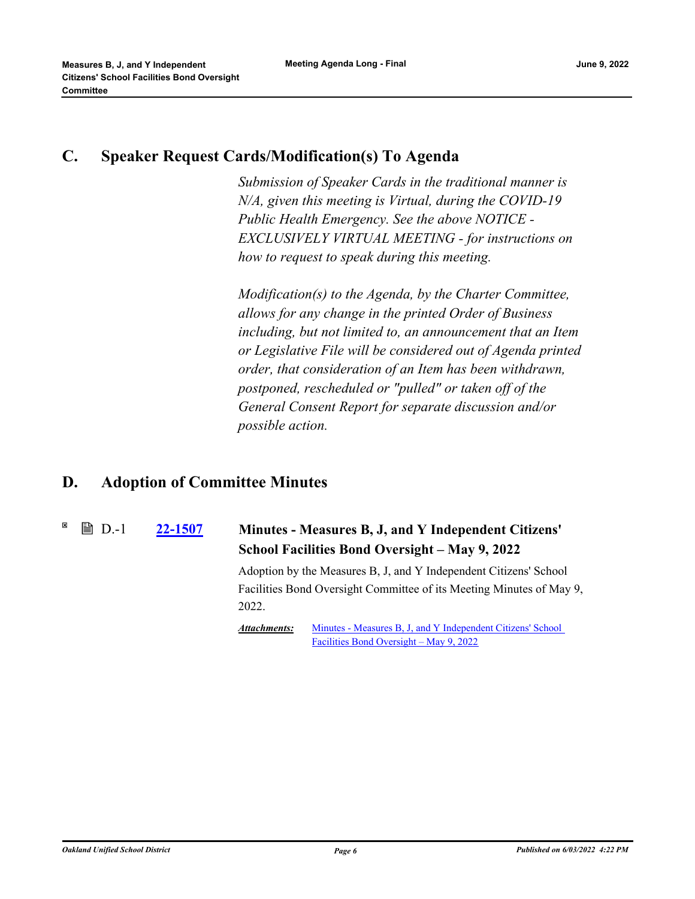## C. Speaker Request Cards/Modification(s) To Agenda

*Submission of Speaker Cards in the traditional manner is N/A, given this meeting is Virtual, during the COVID-19 Public Health Emergency. See the above NOTICE - EXCLUSIVELY VIRTUAL MEETING - for instructions on how to request to speak during this meeting.*

*Modification(s) to the Agenda, by the Charter Committee, allows for any change in the printed Order of Business including, but not limited to, an announcement that an Item or Legislative File will be considered out of Agenda printed order, that consideration of an Item has been withdrawn, postponed, rescheduled or "pulled" or taken off of the General Consent Report for separate discussion and/or possible action.*

## D. Adoption of Committee Minutes

D.-1 **22-1507** **Minutes - Measures B, J, and Y Independent Citizens' School Facilities Bond Oversight – May 9, 2022**

Adoption by the Measures B, J, and Y Independent Citizens' School Facilities Bond Oversight Committee of its Meeting Minutes of May 9, 2022.

***Attachments:*** Minutes - Measures B, J, and Y Independent Citizens' School Facilities Bond Oversight – May 9, 2022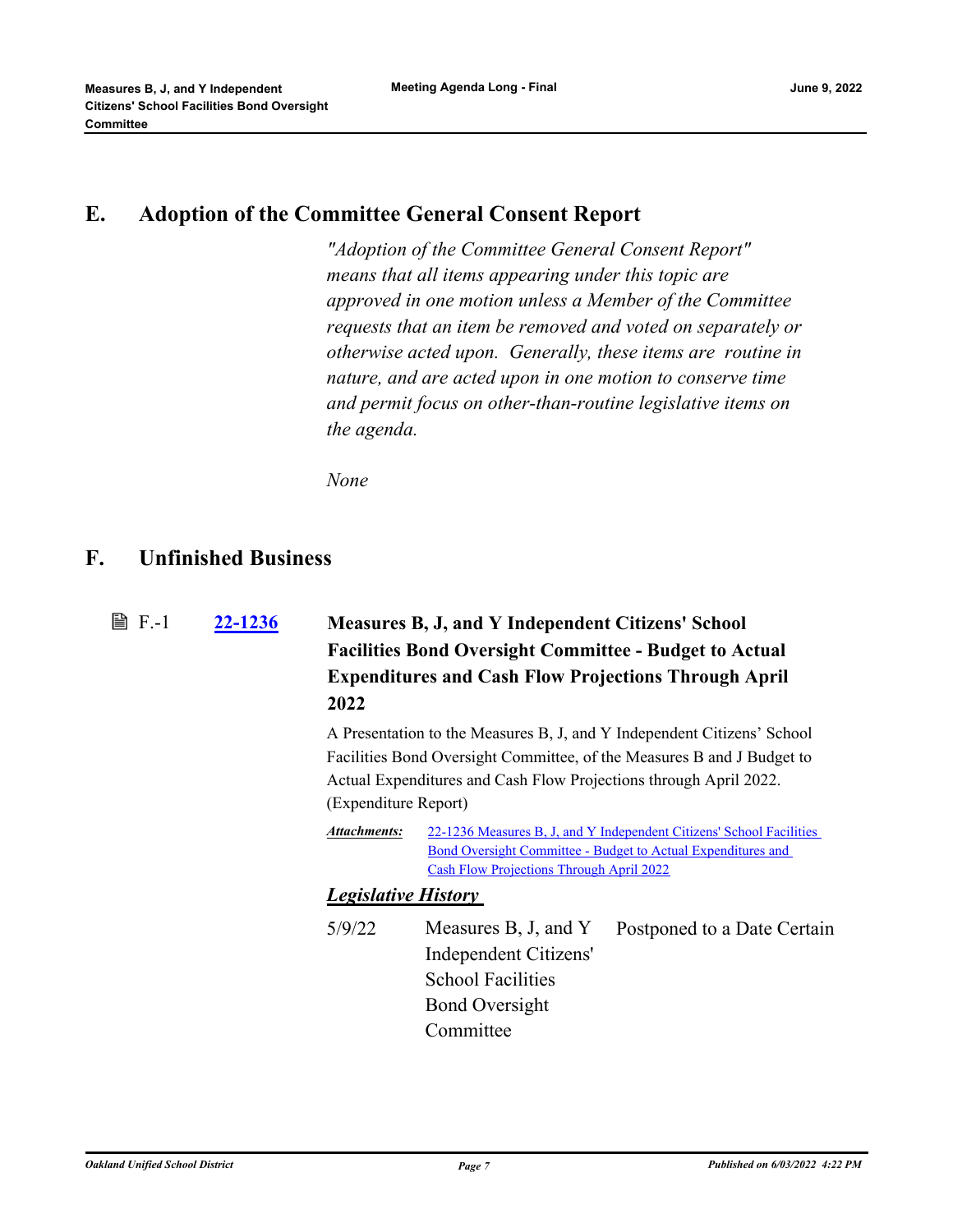## E. Adoption of the Committee General Consent Report

*"Adoption of the Committee General Consent Report" means that all items appearing under this topic are approved in one motion unless a Member of the Committee requests that an item be removed and voted on separately or otherwise acted upon. Generally, these items are routine in nature, and are acted upon in one motion to conserve time and permit focus on other-than-routine legislative items on the agenda.*

*None*

## F. Unfinished Business

F.-1 **22-1236** **Measures B, J, and Y Independent Citizens' School Facilities Bond Oversight Committee - Budget to Actual Expenditures and Cash Flow Projections Through April 2022**

A Presentation to the Measures B, J, and Y Independent Citizens' School Facilities Bond Oversight Committee, of the Measures B and J Budget to Actual Expenditures and Cash Flow Projections through April 2022. (Expenditure Report)

***Attachments:*** 22-1236 Measures B, J, and Y Independent Citizens' School Facilities Bond Oversight Committee - Budget to Actual Expenditures and Cash Flow Projections Through April 2022

***Legislative History***

| Date | Body | Action |
| --- | --- | --- |
| 5/9/22 | Measures B, J, and Y Independent Citizens' School Facilities Bond Oversight Committee | Postponed to a Date Certain |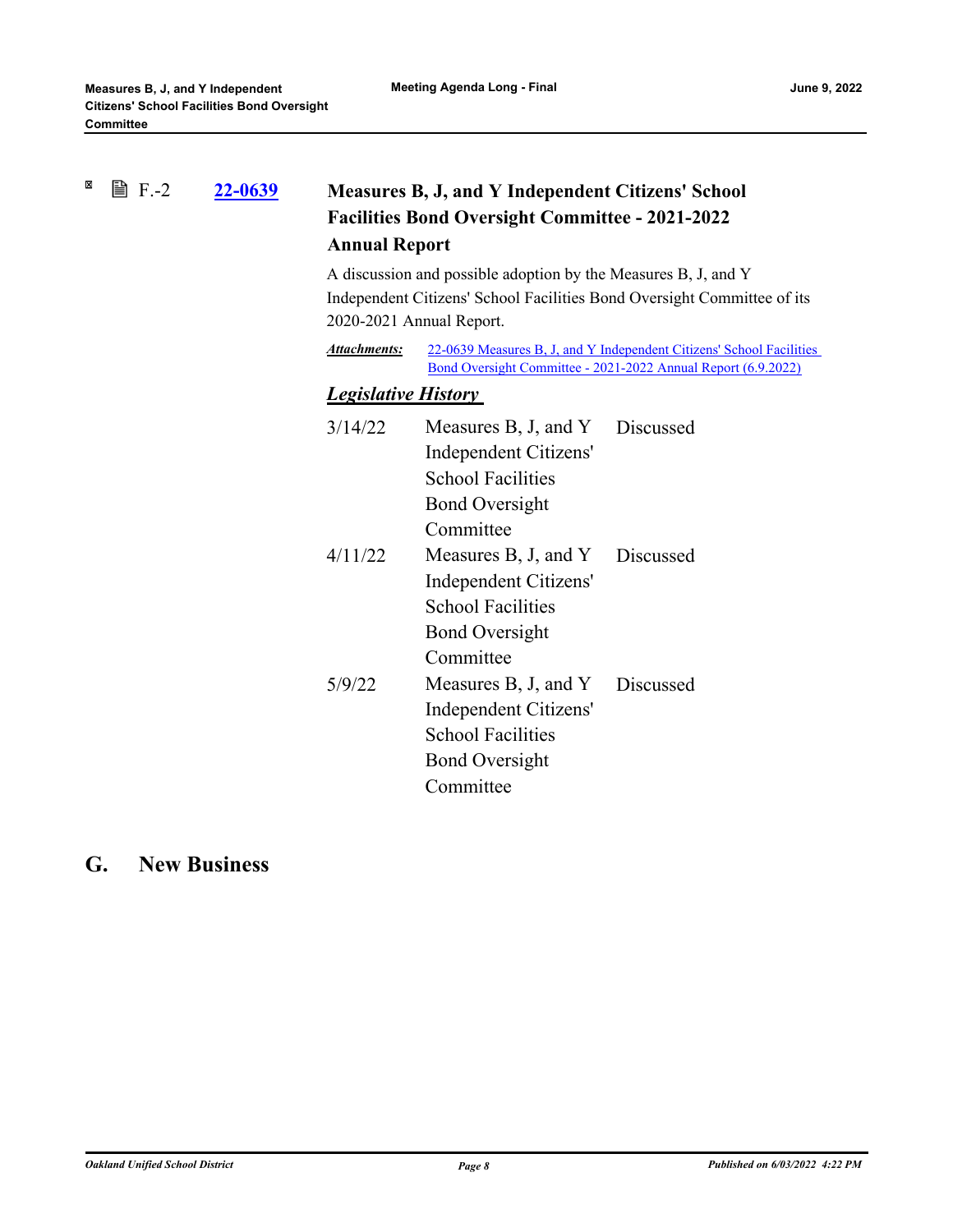F.-2 **22-0639** **Measures B, J, and Y Independent Citizens' School Facilities Bond Oversight Committee - 2021-2022 Annual Report**

A discussion and possible adoption by the Measures B, J, and Y Independent Citizens' School Facilities Bond Oversight Committee of its 2020-2021 Annual Report.

***Attachments:*** 22-0639 Measures B, J, and Y Independent Citizens' School Facilities Bond Oversight Committee - 2021-2022 Annual Report (6.9.2022)

***Legislative History***

| | | |
|---|---|---|
| 3/14/22 | Measures B, J, and Y Independent Citizens' School Facilities Bond Oversight Committee | Discussed |
| 4/11/22 | Measures B, J, and Y Independent Citizens' School Facilities Bond Oversight Committee | Discussed |
| 5/9/22 | Measures B, J, and Y Independent Citizens' School Facilities Bond Oversight Committee | Discussed |

## G. New Business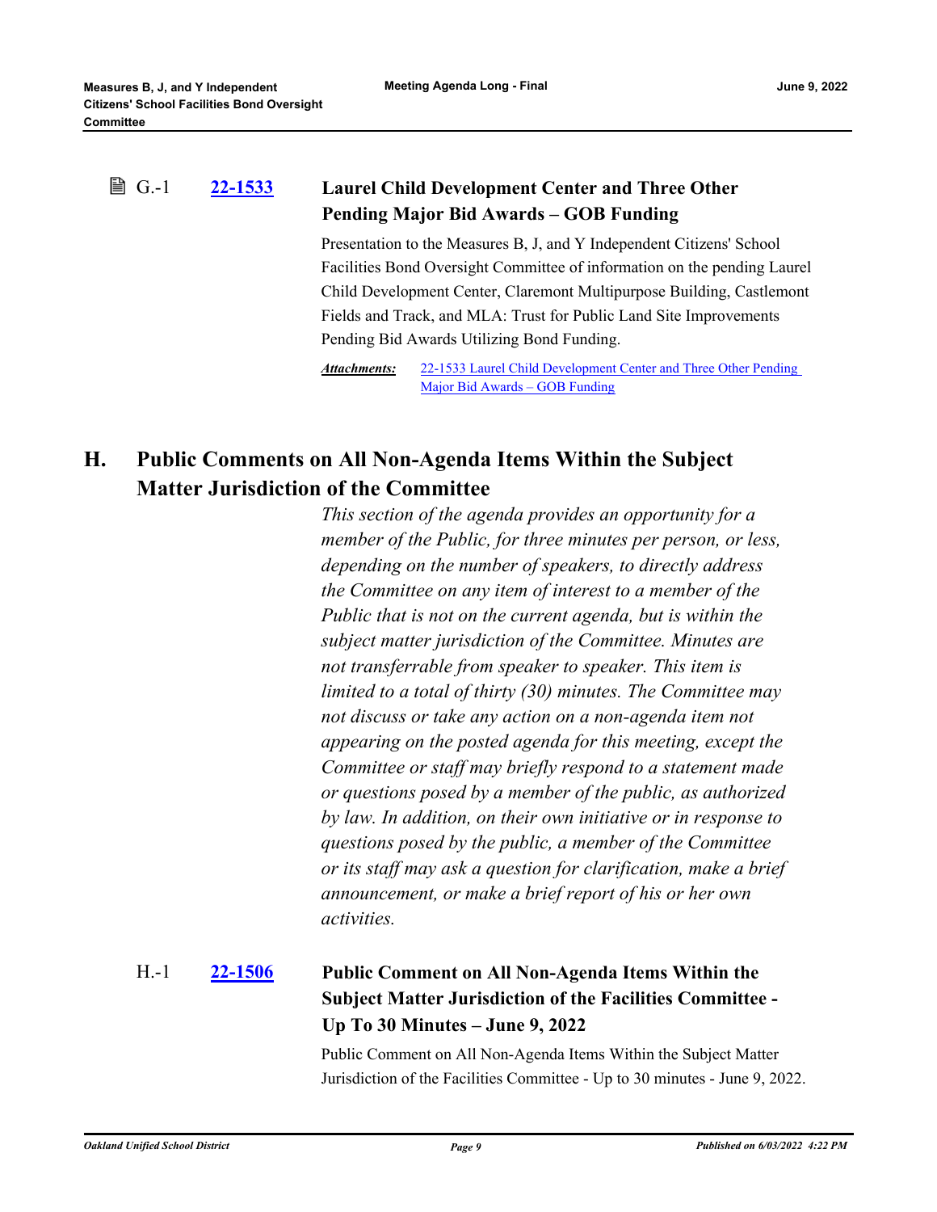G.-1 **[22-1533](22-1533)** **Laurel Child Development Center and Three Other Pending Major Bid Awards – GOB Funding**

Presentation to the Measures B, J, and Y Independent Citizens' School Facilities Bond Oversight Committee of information on the pending Laurel Child Development Center, Claremont Multipurpose Building, Castlemont Fields and Track, and MLA: Trust for Public Land Site Improvements Pending Bid Awards Utilizing Bond Funding.

***Attachments:*** 22-1533 Laurel Child Development Center and Three Other Pending Major Bid Awards – GOB Funding

## H. Public Comments on All Non-Agenda Items Within the Subject Matter Jurisdiction of the Committee

*This section of the agenda provides an opportunity for a member of the Public, for three minutes per person, or less, depending on the number of speakers, to directly address the Committee on any item of interest to a member of the Public that is not on the current agenda, but is within the subject matter jurisdiction of the Committee. Minutes are not transferrable from speaker to speaker. This item is limited to a total of thirty (30) minutes. The Committee may not discuss or take any action on a non-agenda item not appearing on the posted agenda for this meeting, except the Committee or staff may briefly respond to a statement made or questions posed by a member of the public, as authorized by law. In addition, on their own initiative or in response to questions posed by the public, a member of the Committee or its staff may ask a question for clarification, make a brief announcement, or make a brief report of his or her own activities.*

H.-1 **[22-1506](22-1506)** **Public Comment on All Non-Agenda Items Within the Subject Matter Jurisdiction of the Facilities Committee - Up To 30 Minutes – June 9, 2022**

Public Comment on All Non-Agenda Items Within the Subject Matter Jurisdiction of the Facilities Committee - Up to 30 minutes - June 9, 2022.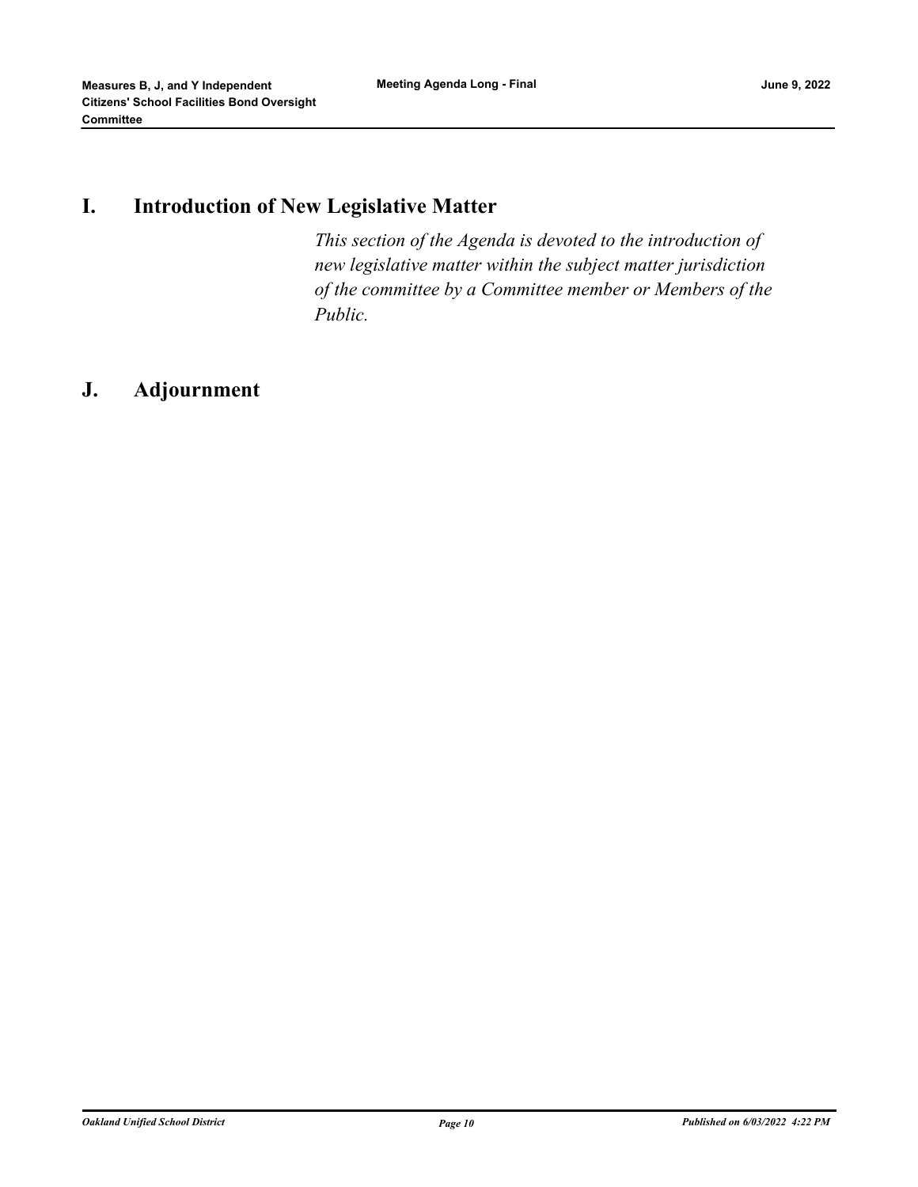## I. Introduction of New Legislative Matter

*This section of the Agenda is devoted to the introduction of new legislative matter within the subject matter jurisdiction of the committee by a Committee member or Members of the Public.*

## J. Adjournment